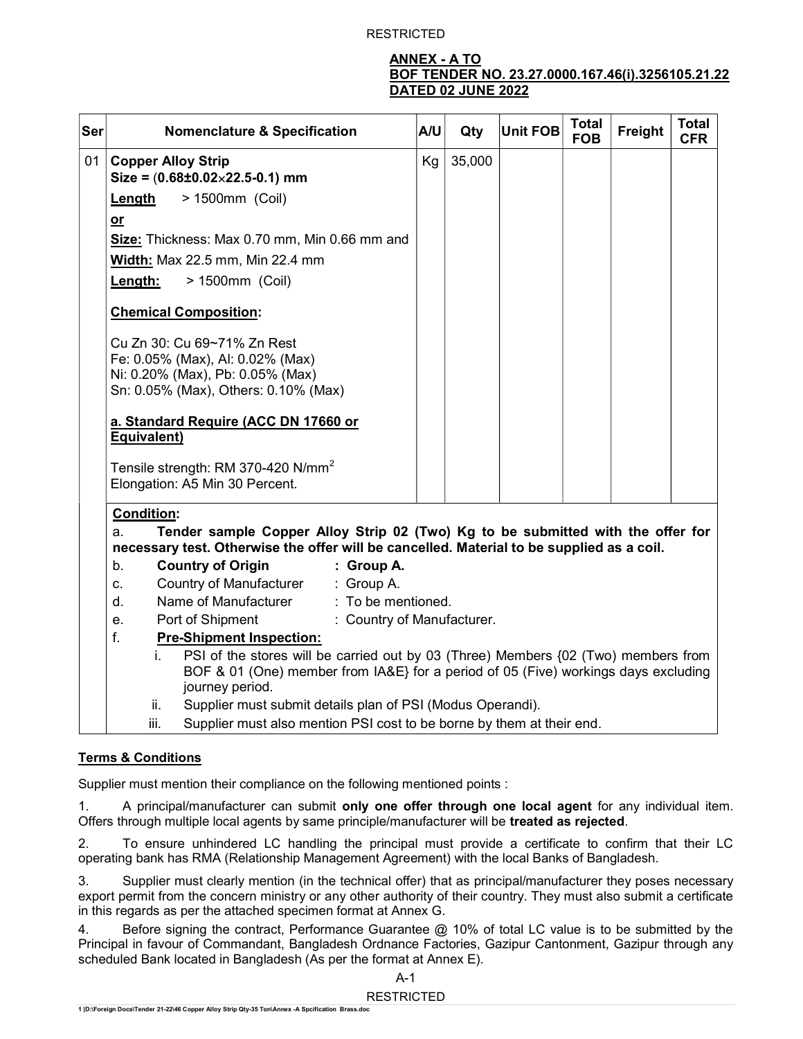RESTRICTED

**ANNEX - A TO**
**BOF TENDER NO. 23.27.0000.167.46(i).3256105.21.22**
**DATED 02 JUNE 2022**

| Ser | Nomenclature & Specification | A/U | Qty | Unit FOB | Total FOB | Freight | Total CFR |
|---|---|---|---|---|---|---|---|
| 01 | **Copper Alloy Strip**<br>**Size = (0.68±0.02×22.5-0.1) mm**<br>**Length** > 1500mm (Coil)<br>**or**<br>**Size:** Thickness: Max 0.70 mm, Min 0.66 mm and<br>**Width:** Max 22.5 mm, Min 22.4 mm<br>**Length:** > 1500mm (Coil)<br><br>**Chemical Composition:**<br><br>Cu Zn 30: Cu 69~71% Zn Rest<br>Fe: 0.05% (Max), Al: 0.02% (Max)<br>Ni: 0.20% (Max), Pb: 0.05% (Max)<br>Sn: 0.05% (Max), Others: 0.10% (Max)<br><br>**a. Standard Require (ACC DN 17660 or Equivalent)**<br><br>Tensile strength: RM 370-420 $N/mm^2$<br>Elongation: A5 Min 30 Percent. | Kg | 35,000 | | | | |

**Condition:**

a. **Tender sample Copper Alloy Strip 02 (Two) Kg to be submitted with the offer for necessary test. Otherwise the offer will be cancelled. Material to be supplied as a coil.**

b. **Country of Origin : Group A.**

c. Country of Manufacturer : Group A.

d. Name of Manufacturer : To be mentioned.

e. Port of Shipment : Country of Manufacturer.

f. **Pre-Shipment Inspection:**

   i. PSI of the stores will be carried out by 03 (Three) Members {02 (Two) members from BOF & 01 (One) member from IA&E} for a period of 05 (Five) workings days excluding journey period.

   ii. Supplier must submit details plan of PSI (Modus Operandi).

   iii. Supplier must also mention PSI cost to be borne by them at their end.

**Terms & Conditions**

Supplier must mention their compliance on the following mentioned points :

1. A principal/manufacturer can submit **only one offer through one local agent** for any individual item. Offers through multiple local agents by same principle/manufacturer will be **treated as rejected**.

2. To ensure unhindered LC handling the principal must provide a certificate to confirm that their LC operating bank has RMA (Relationship Management Agreement) with the local Banks of Bangladesh.

3. Supplier must clearly mention (in the technical offer) that as principal/manufacturer they poses necessary export permit from the concern ministry or any other authority of their country. They must also submit a certificate in this regards as per the attached specimen format at Annex G.

4. Before signing the contract, Performance Guarantee @ 10% of total LC value is to be submitted by the Principal in favour of Commandant, Bangladesh Ordnance Factories, Gazipur Cantonment, Gazipur through any scheduled Bank located in Bangladesh (As per the format at Annex E).

RESTRICTED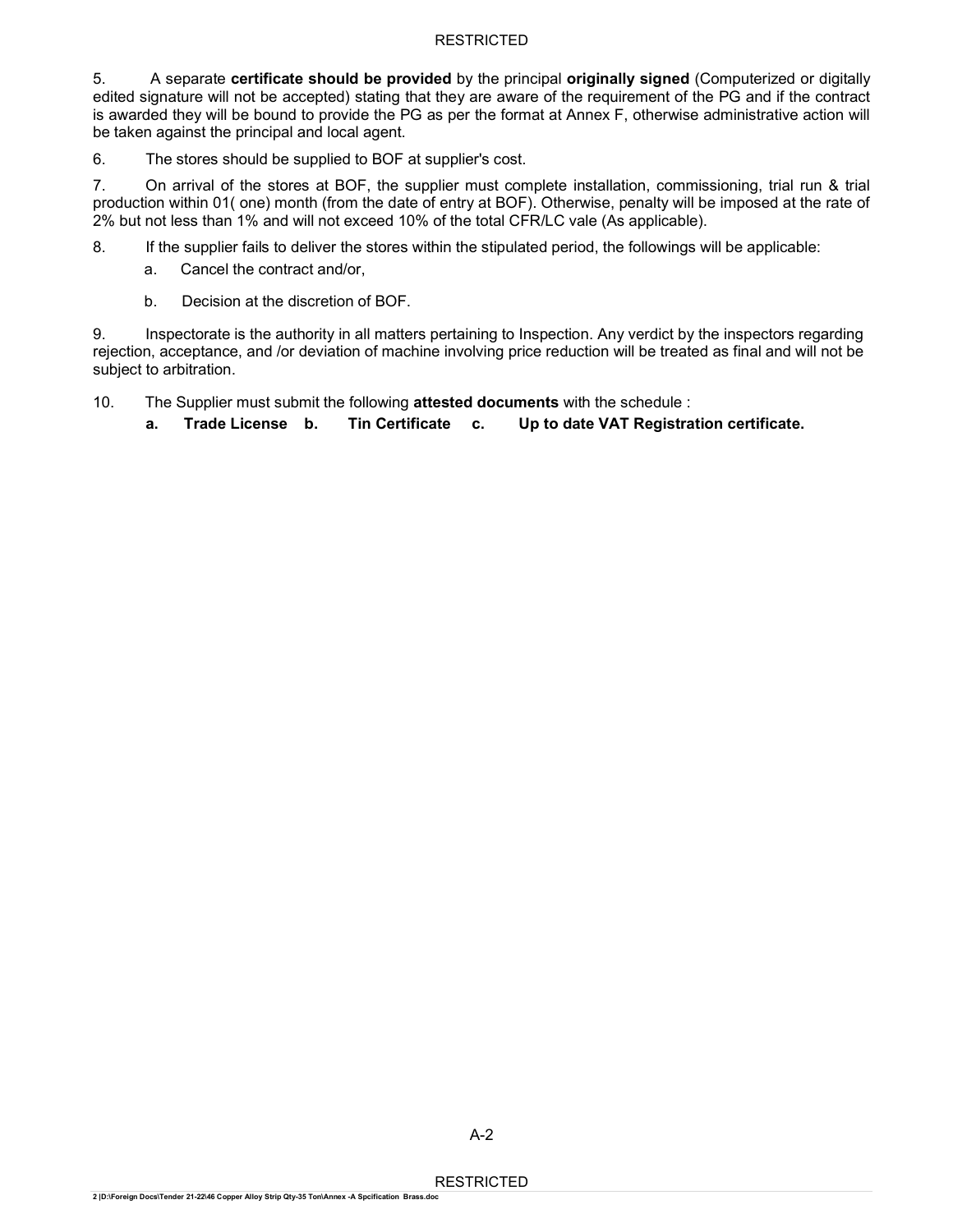5. A separate **certificate should be provided** by the principal **originally signed** (Computerized or digitally edited signature will not be accepted) stating that they are aware of the requirement of the PG and if the contract is awarded they will be bound to provide the PG as per the format at Annex F, otherwise administrative action will be taken against the principal and local agent.

6. The stores should be supplied to BOF at supplier's cost.

7. On arrival of the stores at BOF, the supplier must complete installation, commissioning, trial run & trial production within 01( one) month (from the date of entry at BOF). Otherwise, penalty will be imposed at the rate of 2% but not less than 1% and will not exceed 10% of the total CFR/LC vale (As applicable).

8. If the supplier fails to deliver the stores within the stipulated period, the followings will be applicable:

   a. Cancel the contract and/or,

   b. Decision at the discretion of BOF.

9. Inspectorate is the authority in all matters pertaining to Inspection. Any verdict by the inspectors regarding rejection, acceptance, and /or deviation of machine involving price reduction will be treated as final and will not be subject to arbitration.

10. The Supplier must submit the following **attested documents** with the schedule :

   **a. Trade License b. Tin Certificate c. Up to date VAT Registration certificate.**